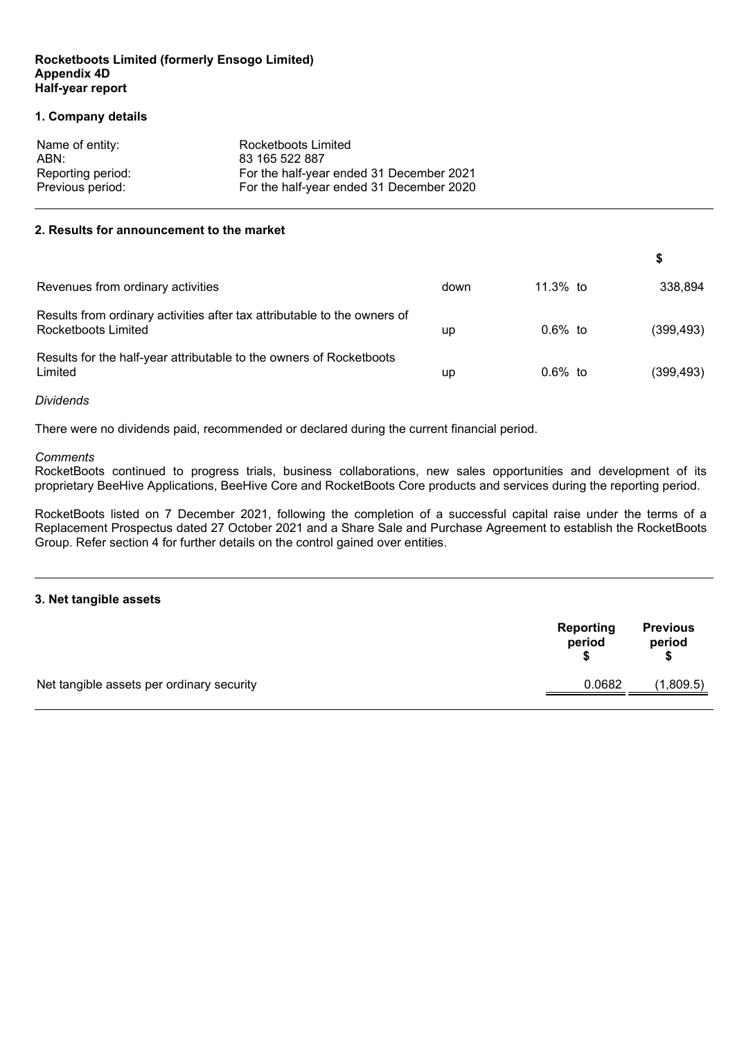**Rocketboots Limited (formerly Ensogo Limited)**
**Appendix 4D**
**Half-year report**

## 1. Company details

| | |
|---|---|
| Name of entity: | Rocketboots Limited |
| ABN: | 83 165 522 887 |
| Reporting period: | For the half-year ended 31 December 2021 |
| Previous period: | For the half-year ended 31 December 2020 |

## 2. Results for announcement to the market

| | | | $ |
|---|---|---|---|
| Revenues from ordinary activities | down | 11.3% to | 338,894 |
| Results from ordinary activities after tax attributable to the owners of Rocketboots Limited | up | 0.6% to | (399,493) |
| Results for the half-year attributable to the owners of Rocketboots Limited | up | 0.6% to | (399,493) |

*Dividends*

There were no dividends paid, recommended or declared during the current financial period.

*Comments*

RocketBoots continued to progress trials, business collaborations, new sales opportunities and development of its proprietary BeeHive Applications, BeeHive Core and RocketBoots Core products and services during the reporting period.

RocketBoots listed on 7 December 2021, following the completion of a successful capital raise under the terms of a Replacement Prospectus dated 27 October 2021 and a Share Sale and Purchase Agreement to establish the RocketBoots Group. Refer section 4 for further details on the control gained over entities.

## 3. Net tangible assets

| | Reporting period $ | Previous period $ |
|---|---|---|
| Net tangible assets per ordinary security | 0.0682 | (1,809.5) |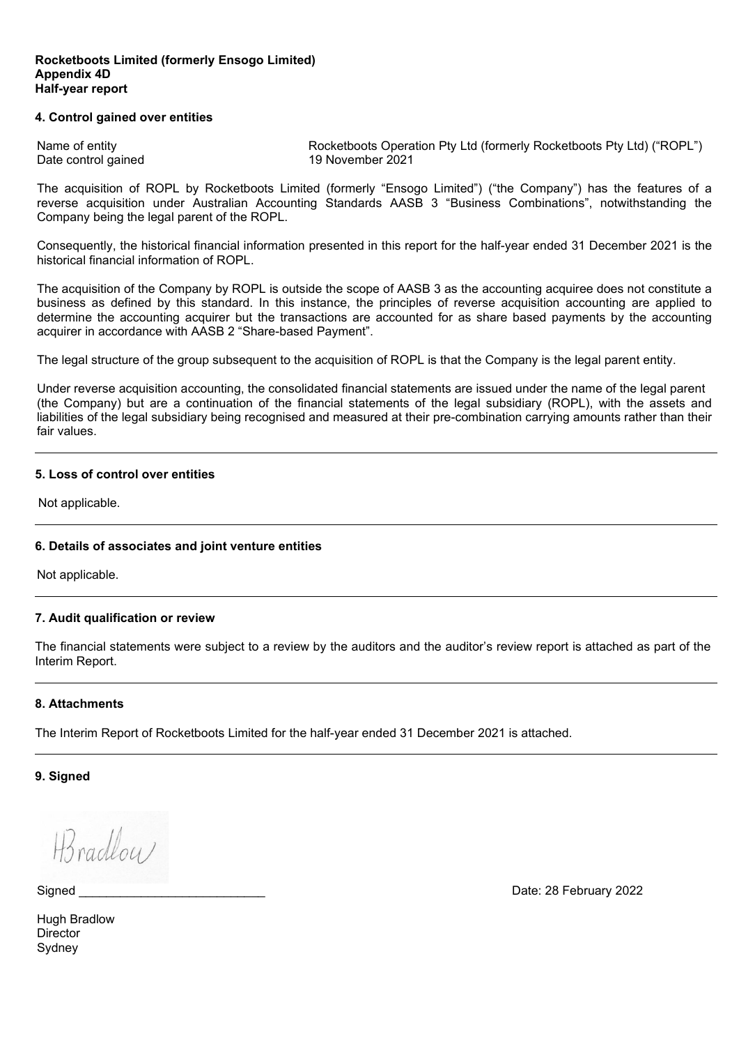**Rocketboots Limited (formerly Ensogo Limited)**
**Appendix 4D**
**Half-year report**

## 4. Control gained over entities

| | |
|---|---|
| Name of entity | Rocketboots Operation Pty Ltd (formerly Rocketboots Pty Ltd) ("ROPL") |
| Date control gained | 19 November 2021 |

The acquisition of ROPL by Rocketboots Limited (formerly "Ensogo Limited") ("the Company") has the features of a reverse acquisition under Australian Accounting Standards AASB 3 "Business Combinations", notwithstanding the Company being the legal parent of the ROPL.

Consequently, the historical financial information presented in this report for the half-year ended 31 December 2021 is the historical financial information of ROPL.

The acquisition of the Company by ROPL is outside the scope of AASB 3 as the accounting acquiree does not constitute a business as defined by this standard. In this instance, the principles of reverse acquisition accounting are applied to determine the accounting acquirer but the transactions are accounted for as share based payments by the accounting acquirer in accordance with AASB 2 "Share-based Payment".

The legal structure of the group subsequent to the acquisition of ROPL is that the Company is the legal parent entity.

Under reverse acquisition accounting, the consolidated financial statements are issued under the name of the legal parent (the Company) but are a continuation of the financial statements of the legal subsidiary (ROPL), with the assets and liabilities of the legal subsidiary being recognised and measured at their pre-combination carrying amounts rather than their fair values.

## 5. Loss of control over entities

Not applicable.

## 6. Details of associates and joint venture entities

Not applicable.

## 7. Audit qualification or review

The financial statements were subject to a review by the auditors and the auditor's review report is attached as part of the Interim Report.

## 8. Attachments

The Interim Report of Rocketboots Limited for the half-year ended 31 December 2021 is attached.

## 9. Signed

Signed ___________________________ Date: 28 February 2022

Hugh Bradlow
Director
Sydney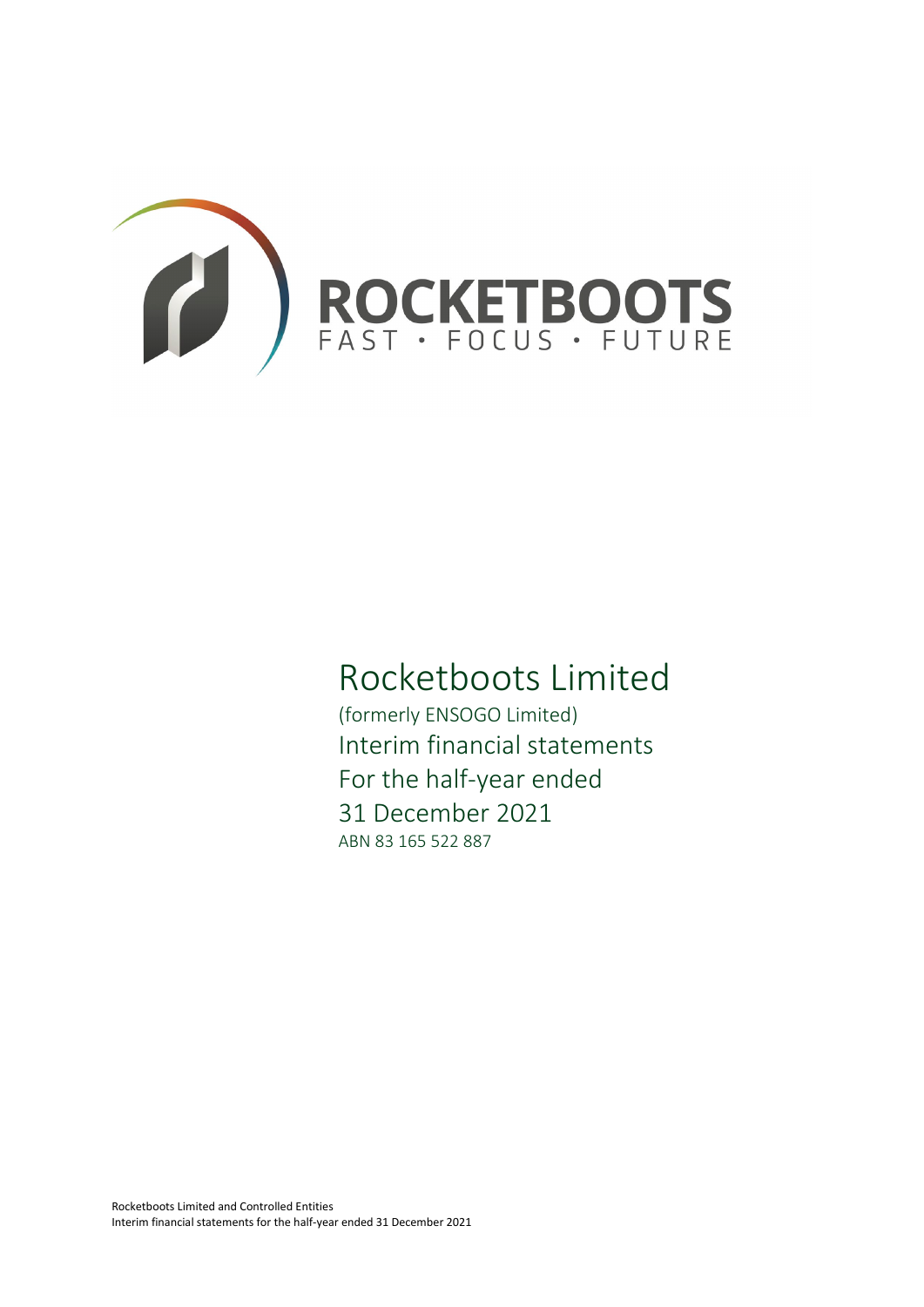ROCKETBOOTS

FAST • FOCUS • FUTURE

# Rocketboots Limited

(formerly ENSOGO Limited)

## Interim financial statements

## For the half-year ended

## 31 December 2021

ABN 83 165 522 887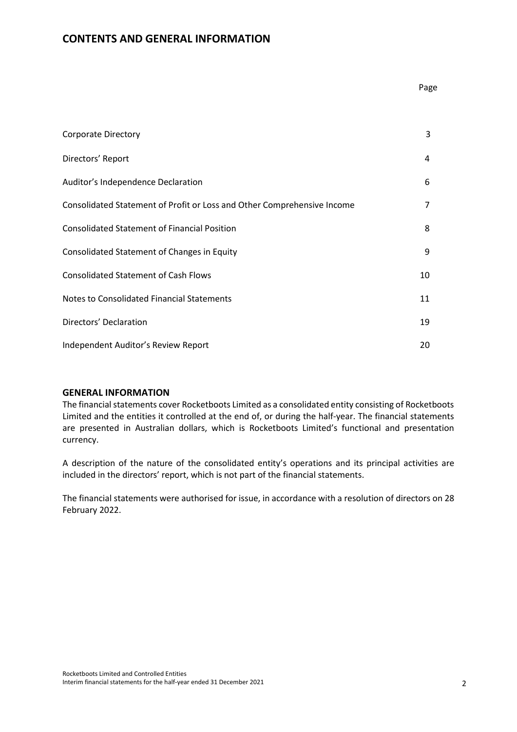# CONTENTS AND GENERAL INFORMATION

| | Page |
|---|---|
| Corporate Directory | 3 |
| Directors' Report | 4 |
| Auditor's Independence Declaration | 6 |
| Consolidated Statement of Profit or Loss and Other Comprehensive Income | 7 |
| Consolidated Statement of Financial Position | 8 |
| Consolidated Statement of Changes in Equity | 9 |
| Consolidated Statement of Cash Flows | 10 |
| Notes to Consolidated Financial Statements | 11 |
| Directors' Declaration | 19 |
| Independent Auditor's Review Report | 20 |

## GENERAL INFORMATION

The financial statements cover Rocketboots Limited as a consolidated entity consisting of Rocketboots Limited and the entities it controlled at the end of, or during the half-year. The financial statements are presented in Australian dollars, which is Rocketboots Limited's functional and presentation currency.

A description of the nature of the consolidated entity's operations and its principal activities are included in the directors' report, which is not part of the financial statements.

The financial statements were authorised for issue, in accordance with a resolution of directors on 28 February 2022.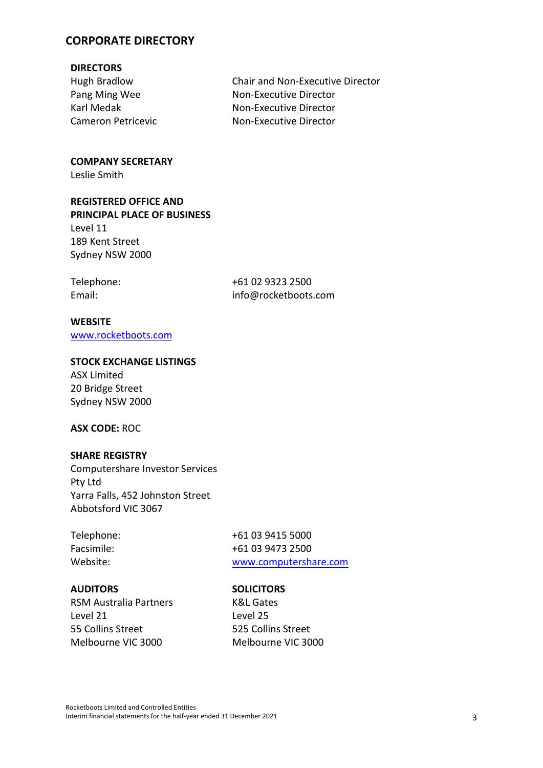# CORPORATE DIRECTORY

**DIRECTORS**

| | |
|---|---|
| Hugh Bradlow | Chair and Non-Executive Director |
| Pang Ming Wee | Non-Executive Director |
| Karl Medak | Non-Executive Director |
| Cameron Petricevic | Non-Executive Director |

**COMPANY SECRETARY**
Leslie Smith

**REGISTERED OFFICE AND PRINCIPAL PLACE OF BUSINESS**
Level 11
189 Kent Street
Sydney NSW 2000

Telephone: +61 02 9323 2500
Email: info@rocketboots.com

**WEBSITE**
www.rocketboots.com

**STOCK EXCHANGE LISTINGS**
ASX Limited
20 Bridge Street
Sydney NSW 2000

**ASX CODE:** ROC

**SHARE REGISTRY**
Computershare Investor Services Pty Ltd
Yarra Falls, 452 Johnston Street
Abbotsford VIC 3067

Telephone: +61 03 9415 5000
Facsimile: +61 03 9473 2500
Website: www.computershare.com

**AUDITORS**
RSM Australia Partners
Level 21
55 Collins Street
Melbourne VIC 3000

**SOLICITORS**
K&L Gates
Level 25
525 Collins Street
Melbourne VIC 3000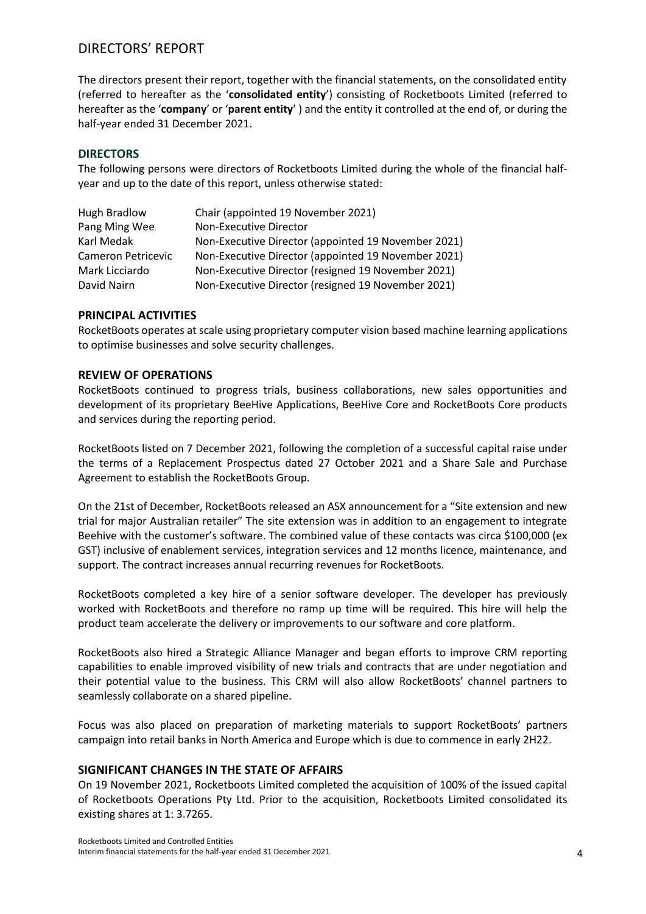# DIRECTORS' REPORT

The directors present their report, together with the financial statements, on the consolidated entity (referred to hereafter as the '**consolidated entity**') consisting of Rocketboots Limited (referred to hereafter as the '**company**' or '**parent entity**' ) and the entity it controlled at the end of, or during the half-year ended 31 December 2021.

## DIRECTORS

The following persons were directors of Rocketboots Limited during the whole of the financial half-year and up to the date of this report, unless otherwise stated:

| | |
|---|---|
| Hugh Bradlow | Chair (appointed 19 November 2021) |
| Pang Ming Wee | Non-Executive Director |
| Karl Medak | Non-Executive Director (appointed 19 November 2021) |
| Cameron Petricevic | Non-Executive Director (appointed 19 November 2021) |
| Mark Licciardo | Non-Executive Director (resigned 19 November 2021) |
| David Nairn | Non-Executive Director (resigned 19 November 2021) |

## PRINCIPAL ACTIVITIES

RocketBoots operates at scale using proprietary computer vision based machine learning applications to optimise businesses and solve security challenges.

## REVIEW OF OPERATIONS

RocketBoots continued to progress trials, business collaborations, new sales opportunities and development of its proprietary BeeHive Applications, BeeHive Core and RocketBoots Core products and services during the reporting period.

RocketBoots listed on 7 December 2021, following the completion of a successful capital raise under the terms of a Replacement Prospectus dated 27 October 2021 and a Share Sale and Purchase Agreement to establish the RocketBoots Group.

On the 21st of December, RocketBoots released an ASX announcement for a "Site extension and new trial for major Australian retailer" The site extension was in addition to an engagement to integrate Beehive with the customer's software. The combined value of these contacts was circa $100,000 (ex GST) inclusive of enablement services, integration services and 12 months licence, maintenance, and support. The contract increases annual recurring revenues for RocketBoots.

RocketBoots completed a key hire of a senior software developer. The developer has previously worked with RocketBoots and therefore no ramp up time will be required. This hire will help the product team accelerate the delivery or improvements to our software and core platform.

RocketBoots also hired a Strategic Alliance Manager and began efforts to improve CRM reporting capabilities to enable improved visibility of new trials and contracts that are under negotiation and their potential value to the business. This CRM will also allow RocketBoots' channel partners to seamlessly collaborate on a shared pipeline.

Focus was also placed on preparation of marketing materials to support RocketBoots' partners campaign into retail banks in North America and Europe which is due to commence in early 2H22.

## SIGNIFICANT CHANGES IN THE STATE OF AFFAIRS

On 19 November 2021, Rocketboots Limited completed the acquisition of 100% of the issued capital of Rocketboots Operations Pty Ltd. Prior to the acquisition, Rocketboots Limited consolidated its existing shares at 1: 3.7265.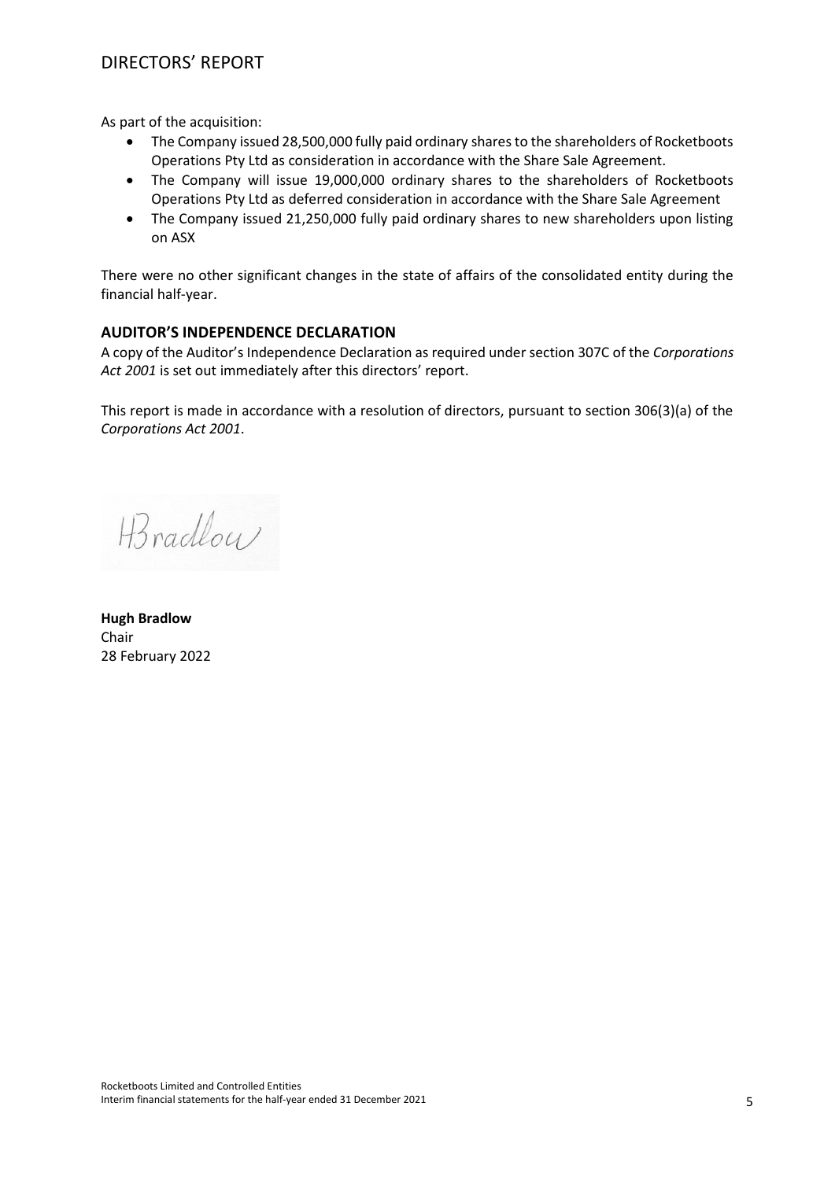As part of the acquisition:

- The Company issued 28,500,000 fully paid ordinary shares to the shareholders of Rocketboots Operations Pty Ltd as consideration in accordance with the Share Sale Agreement.
- The Company will issue 19,000,000 ordinary shares to the shareholders of Rocketboots Operations Pty Ltd as deferred consideration in accordance with the Share Sale Agreement
- The Company issued 21,250,000 fully paid ordinary shares to new shareholders upon listing on ASX

There were no other significant changes in the state of affairs of the consolidated entity during the financial half-year.

## AUDITOR'S INDEPENDENCE DECLARATION

A copy of the Auditor's Independence Declaration as required under section 307C of the *Corporations Act 2001* is set out immediately after this directors' report.

This report is made in accordance with a resolution of directors, pursuant to section 306(3)(a) of the *Corporations Act 2001*.

HBradlow

**Hugh Bradlow**
Chair
28 February 2022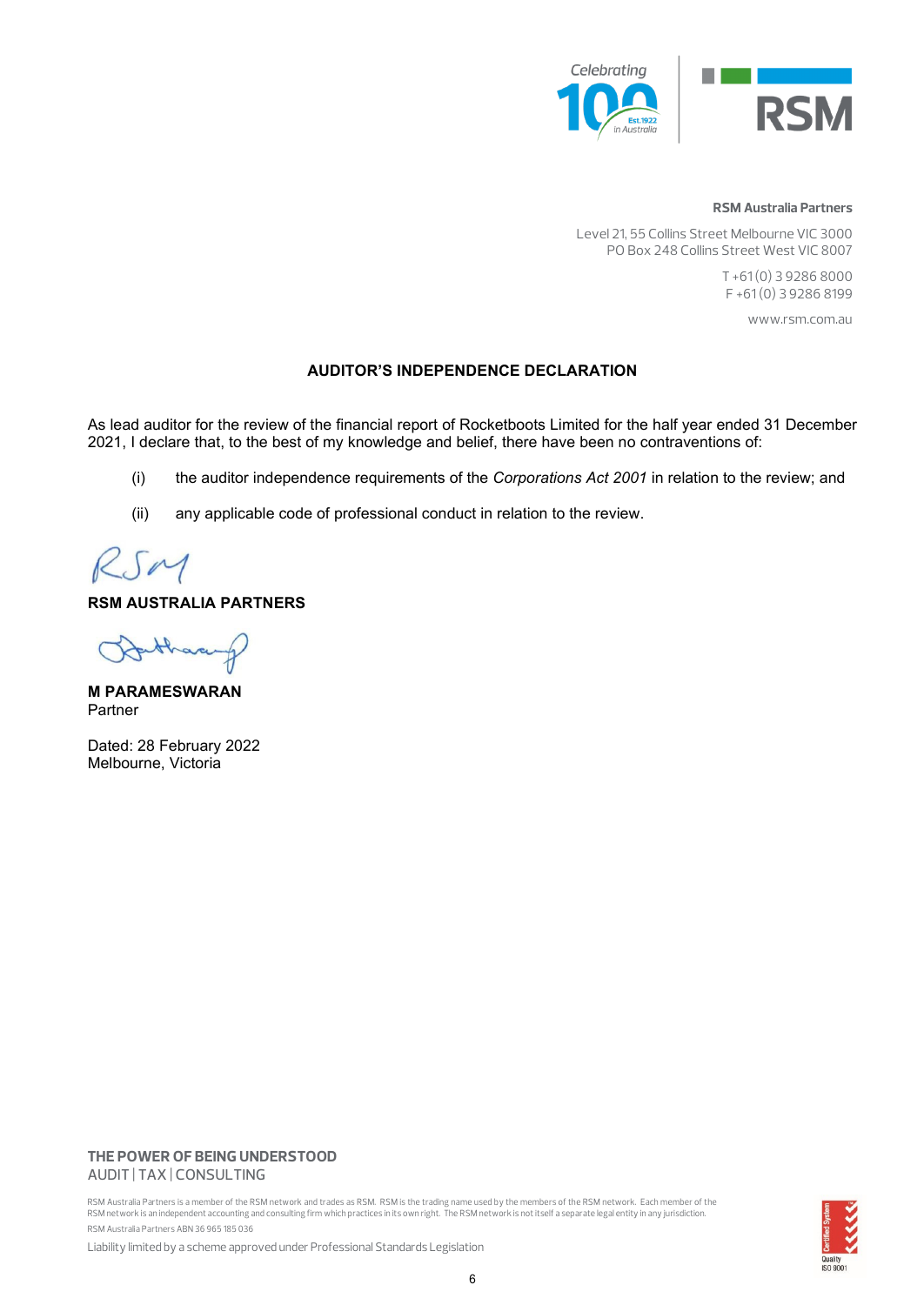**RSM Australia Partners**

Level 21, 55 Collins Street Melbourne VIC 3000
PO Box 248 Collins Street West VIC 8007

T +61 (0) 3 9286 8000
F +61 (0) 3 9286 8199

www.rsm.com.au

## AUDITOR'S INDEPENDENCE DECLARATION

As lead auditor for the review of the financial report of Rocketboots Limited for the half year ended 31 December 2021, I declare that, to the best of my knowledge and belief, there have been no contraventions of:

(i) the auditor independence requirements of the *Corporations Act 2001* in relation to the review; and

(ii) any applicable code of professional conduct in relation to the review.

**RSM AUSTRALIA PARTNERS**

**M PARAMESWARAN**
Partner

Dated: 28 February 2022
Melbourne, Victoria

**THE POWER OF BEING UNDERSTOOD**
AUDIT | TAX | CONSULTING

RSM Australia Partners is a member of the RSM network and trades as RSM. RSM is the trading name used by the members of the RSM network. Each member of the RSM network is an independent accounting and consulting firm which practices in its own right. The RSM network is not itself a separate legal entity in any jurisdiction.

RSM Australia Partners ABN 36 965 185 036

Liability limited by a scheme approved under Professional Standards Legislation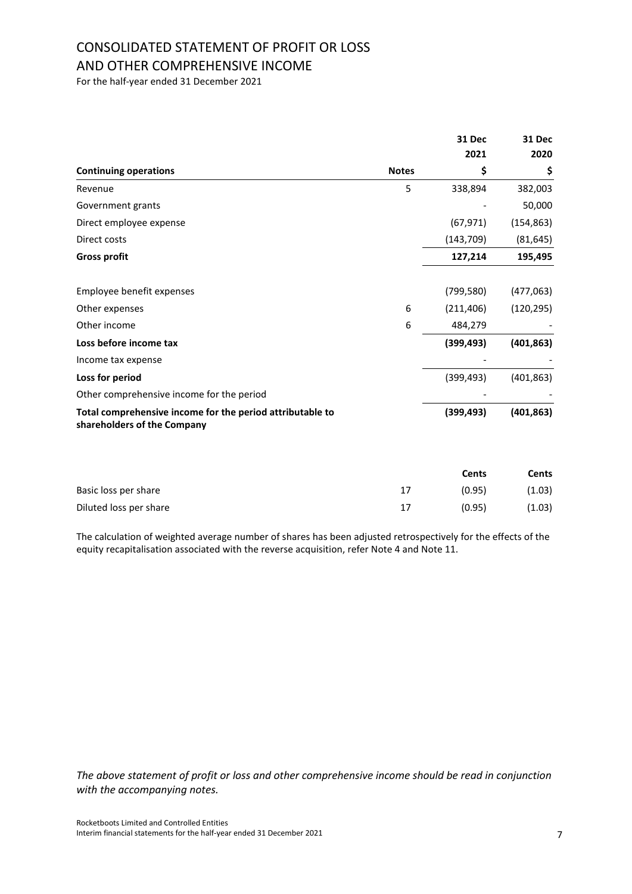# CONSOLIDATED STATEMENT OF PROFIT OR LOSS AND OTHER COMPREHENSIVE INCOME

For the half-year ended 31 December 2021

| Continuing operations | Notes | 31 Dec 2021 $ | 31 Dec 2020 $ |
|---|---|---|---|
| Revenue | 5 | 338,894 | 382,003 |
| Government grants | | - | 50,000 |
| Direct employee expense | | (67,971) | (154,863) |
| Direct costs | | (143,709) | (81,645) |
| **Gross profit** | | **127,214** | **195,495** |
| Employee benefit expenses | | (799,580) | (477,063) |
| Other expenses | 6 | (211,406) | (120,295) |
| Other income | 6 | 484,279 | - |
| **Loss before income tax** | | **(399,493)** | **(401,863)** |
| Income tax expense | | - | - |
| **Loss for period** | | (399,493) | (401,863) |
| Other comprehensive income for the period | | - | - |
| **Total comprehensive income for the period attributable to shareholders of the Company** | | **(399,493)** | **(401,863)** |

| | | Cents | Cents |
|---|---|---|---|
| Basic loss per share | 17 | (0.95) | (1.03) |
| Diluted loss per share | 17 | (0.95) | (1.03) |

The calculation of weighted average number of shares has been adjusted retrospectively for the effects of the equity recapitalisation associated with the reverse acquisition, refer Note 4 and Note 11.

*The above statement of profit or loss and other comprehensive income should be read in conjunction with the accompanying notes.*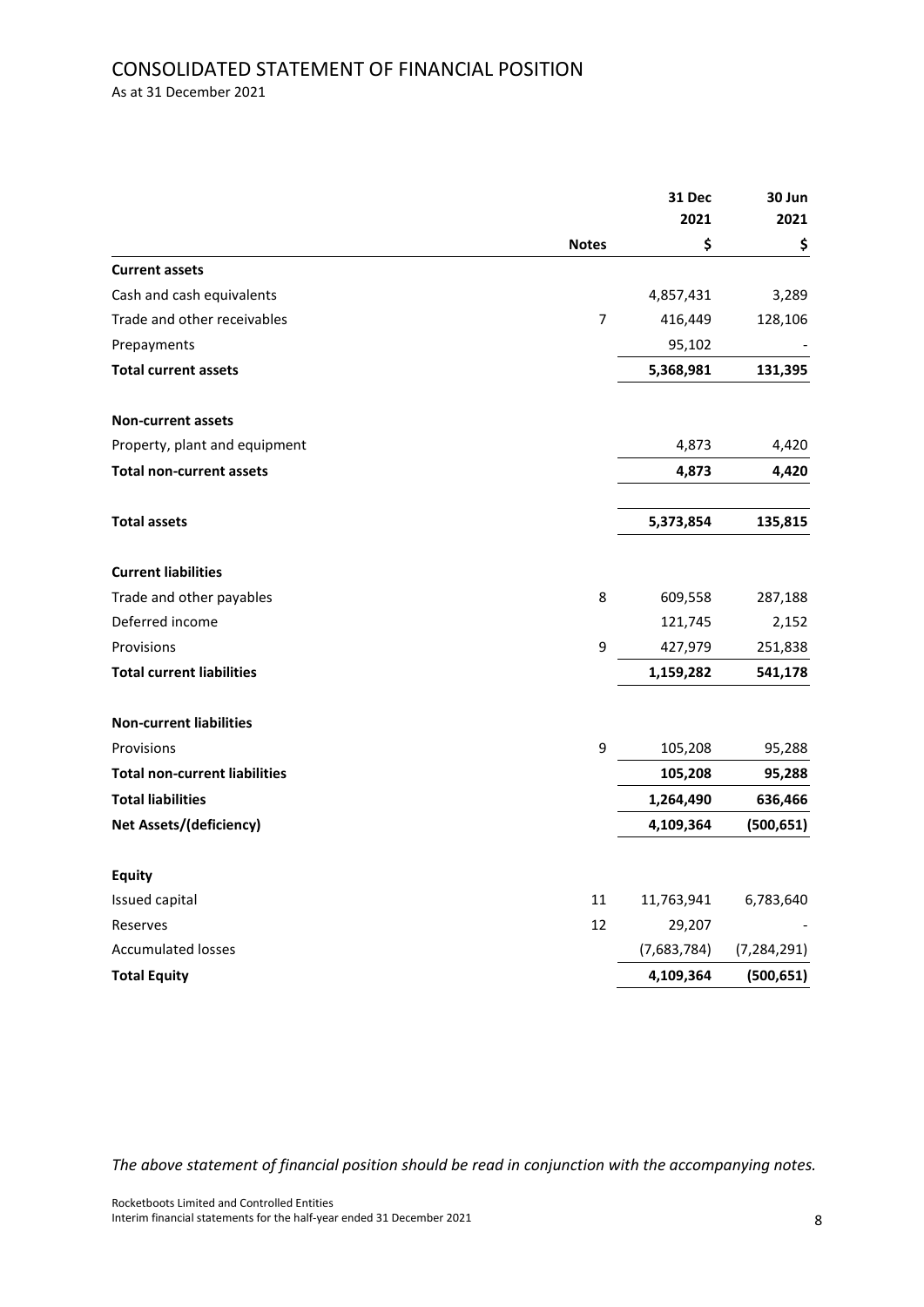# CONSOLIDATED STATEMENT OF FINANCIAL POSITION

As at 31 December 2021

| | Notes | 31 Dec 2021 $ | 30 Jun 2021 $ |
|---|---|---|---|
| **Current assets** | | | |
| Cash and cash equivalents | | 4,857,431 | 3,289 |
| Trade and other receivables | 7 | 416,449 | 128,106 |
| Prepayments | | 95,102 | - |
| **Total current assets** | | **5,368,981** | **131,395** |
| **Non-current assets** | | | |
| Property, plant and equipment | | 4,873 | 4,420 |
| **Total non-current assets** | | **4,873** | **4,420** |
| **Total assets** | | **5,373,854** | **135,815** |
| **Current liabilities** | | | |
| Trade and other payables | 8 | 609,558 | 287,188 |
| Deferred income | | 121,745 | 2,152 |
| Provisions | 9 | 427,979 | 251,838 |
| **Total current liabilities** | | **1,159,282** | **541,178** |
| **Non-current liabilities** | | | |
| Provisions | 9 | 105,208 | 95,288 |
| **Total non-current liabilities** | | **105,208** | **95,288** |
| **Total liabilities** | | **1,264,490** | **636,466** |
| **Net Assets/(deficiency)** | | **4,109,364** | **(500,651)** |
| **Equity** | | | |
| Issued capital | 11 | 11,763,941 | 6,783,640 |
| Reserves | 12 | 29,207 | - |
| Accumulated losses | | (7,683,784) | (7,284,291) |
| **Total Equity** | | **4,109,364** | **(500,651)** |

*The above statement of financial position should be read in conjunction with the accompanying notes.*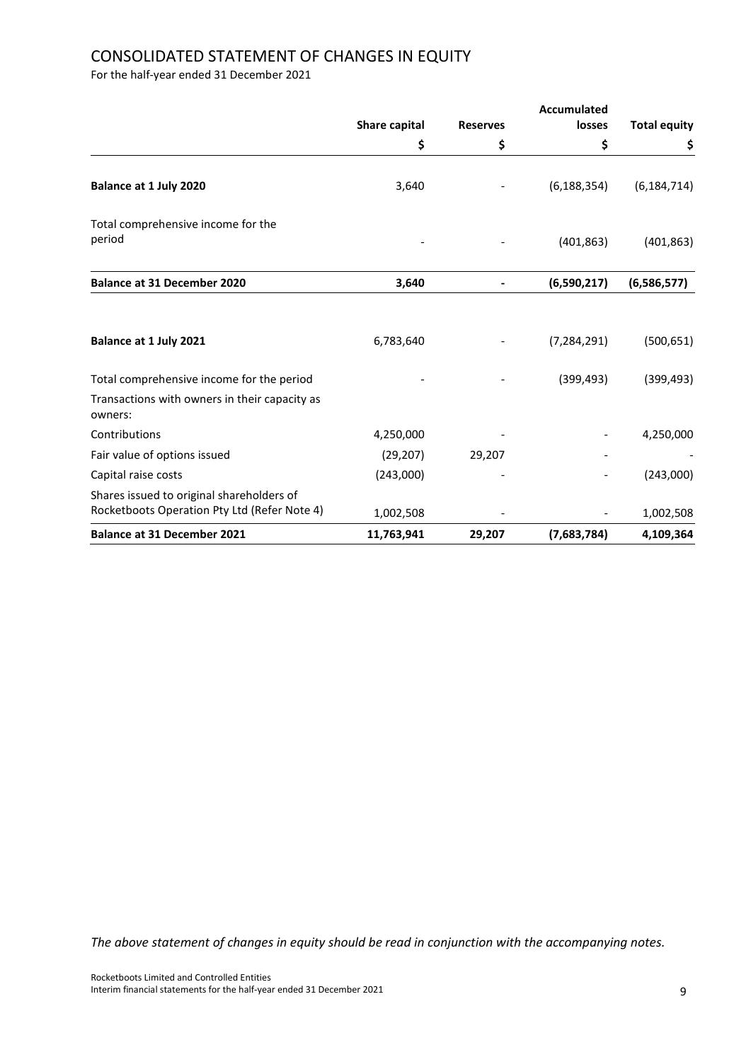# CONSOLIDATED STATEMENT OF CHANGES IN EQUITY

For the half-year ended 31 December 2021

| | Share capital | Reserves | Accumulated losses | Total equity |
|---|---|---|---|---|
| | $ | $ | $ | $ |
| **Balance at 1 July 2020** | 3,640 | - | (6,188,354) | (6,184,714) |
| Total comprehensive income for the period | - | - | (401,863) | (401,863) |
| **Balance at 31 December 2020** | **3,640** | **-** | **(6,590,217)** | **(6,586,577)** |
| | | | | |
| **Balance at 1 July 2021** | 6,783,640 | - | (7,284,291) | (500,651) |
| Total comprehensive income for the period | - | - | (399,493) | (399,493) |
| Transactions with owners in their capacity as owners: | | | | |
| Contributions | 4,250,000 | - | - | 4,250,000 |
| Fair value of options issued | (29,207) | 29,207 | - | - |
| Capital raise costs | (243,000) | - | - | (243,000) |
| Shares issued to original shareholders of Rocketboots Operation Pty Ltd (Refer Note 4) | 1,002,508 | - | - | 1,002,508 |
| **Balance at 31 December 2021** | **11,763,941** | **29,207** | **(7,683,784)** | **4,109,364** |

*The above statement of changes in equity should be read in conjunction with the accompanying notes.*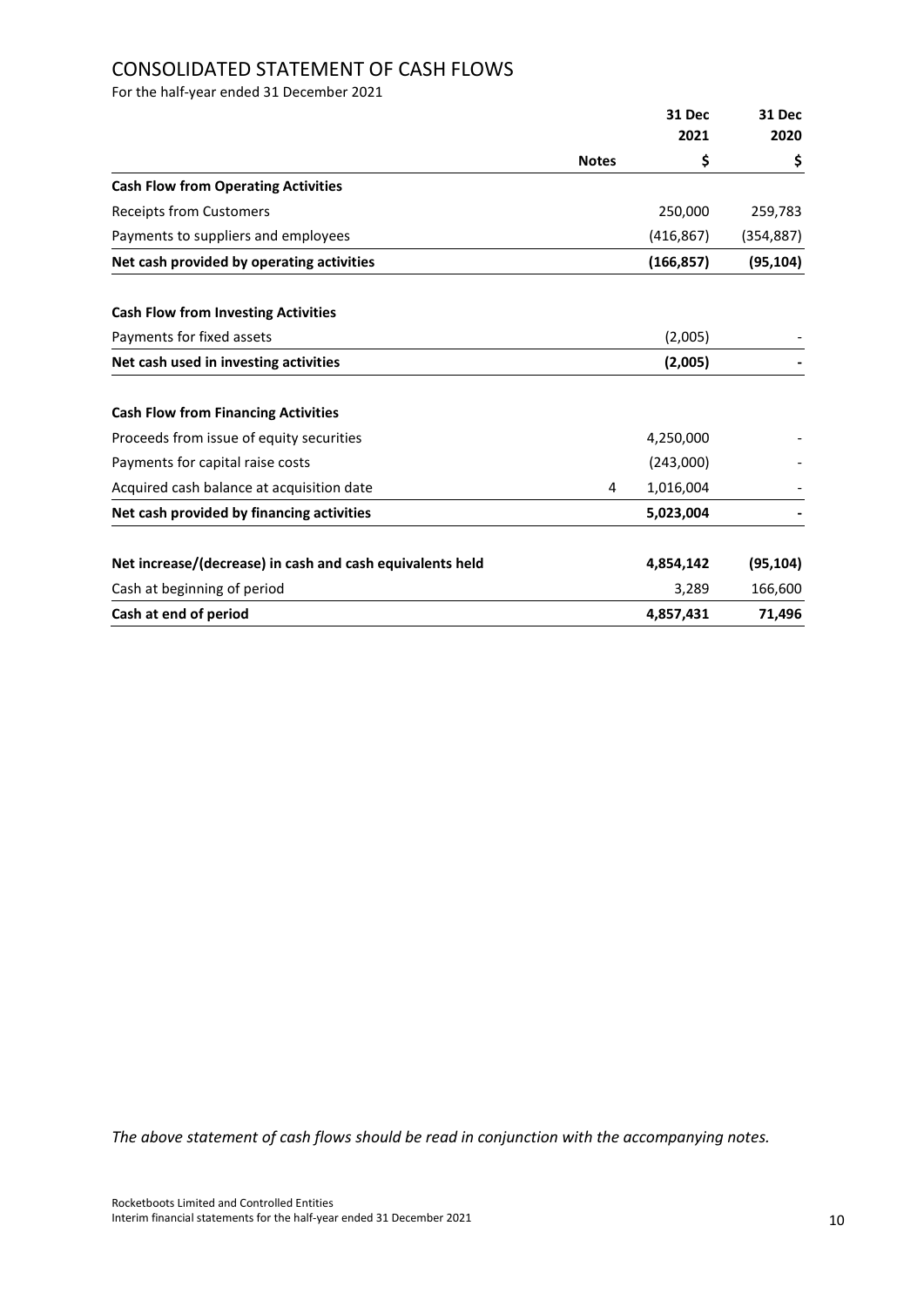# CONSOLIDATED STATEMENT OF CASH FLOWS

For the half-year ended 31 December 2021

| | Notes | 31 Dec 2021 $ | 31 Dec 2020 $ |
|---|---|---|---|
| **Cash Flow from Operating Activities** | | | |
| Receipts from Customers | | 250,000 | 259,783 |
| Payments to suppliers and employees | | (416,867) | (354,887) |
| **Net cash provided by operating activities** | | **(166,857)** | **(95,104)** |
| | | | |
| **Cash Flow from Investing Activities** | | | |
| Payments for fixed assets | | (2,005) | - |
| **Net cash used in investing activities** | | **(2,005)** | **-** |
| | | | |
| **Cash Flow from Financing Activities** | | | |
| Proceeds from issue of equity securities | | 4,250,000 | - |
| Payments for capital raise costs | | (243,000) | - |
| Acquired cash balance at acquisition date | 4 | 1,016,004 | - |
| **Net cash provided by financing activities** | | **5,023,004** | **-** |
| | | | |
| **Net increase/(decrease) in cash and cash equivalents held** | | **4,854,142** | **(95,104)** |
| Cash at beginning of period | | 3,289 | 166,600 |
| **Cash at end of period** | | **4,857,431** | **71,496** |

*The above statement of cash flows should be read in conjunction with the accompanying notes.*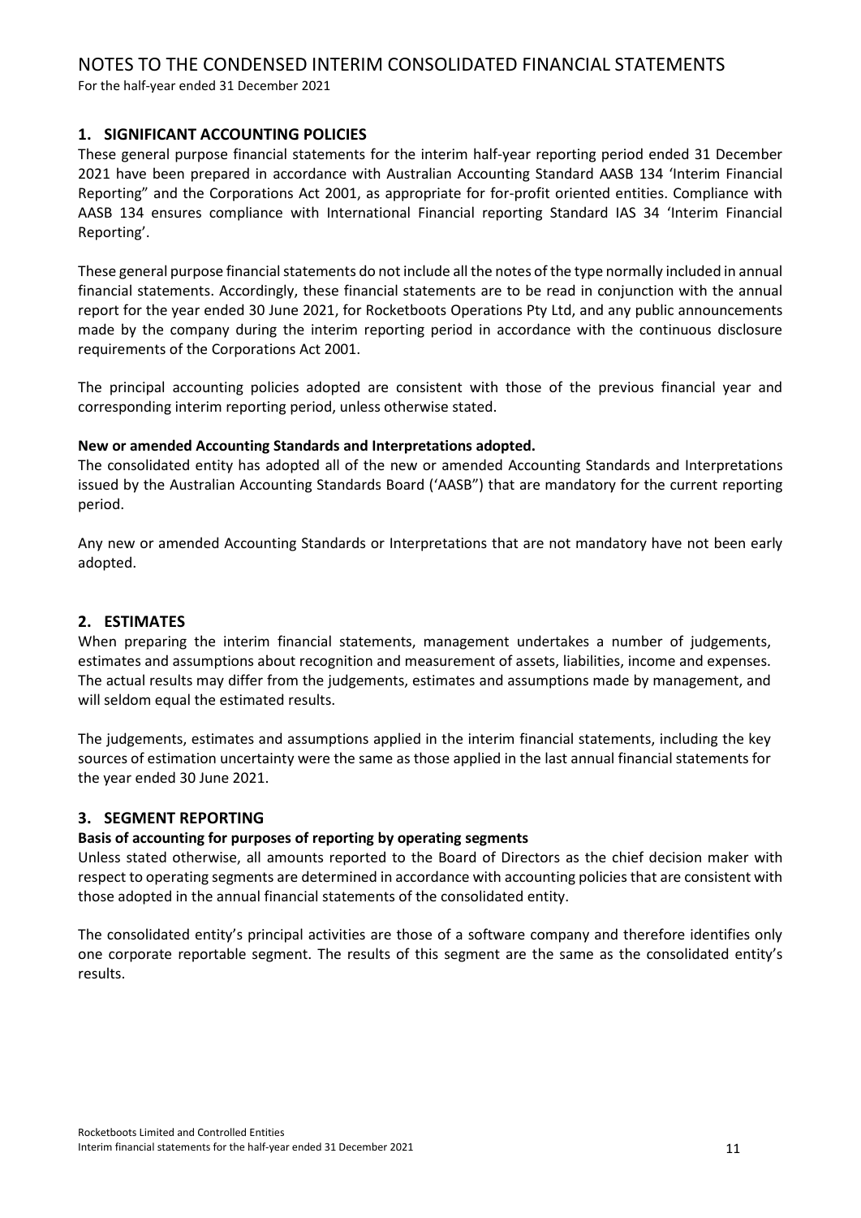# NOTES TO THE CONDENSED INTERIM CONSOLIDATED FINANCIAL STATEMENTS

For the half-year ended 31 December 2021

## 1. SIGNIFICANT ACCOUNTING POLICIES

These general purpose financial statements for the interim half-year reporting period ended 31 December 2021 have been prepared in accordance with Australian Accounting Standard AASB 134 'Interim Financial Reporting" and the Corporations Act 2001, as appropriate for for-profit oriented entities. Compliance with AASB 134 ensures compliance with International Financial reporting Standard IAS 34 'Interim Financial Reporting'.

These general purpose financial statements do not include all the notes of the type normally included in annual financial statements. Accordingly, these financial statements are to be read in conjunction with the annual report for the year ended 30 June 2021, for Rocketboots Operations Pty Ltd, and any public announcements made by the company during the interim reporting period in accordance with the continuous disclosure requirements of the Corporations Act 2001.

The principal accounting policies adopted are consistent with those of the previous financial year and corresponding interim reporting period, unless otherwise stated.

**New or amended Accounting Standards and Interpretations adopted.**

The consolidated entity has adopted all of the new or amended Accounting Standards and Interpretations issued by the Australian Accounting Standards Board ('AASB") that are mandatory for the current reporting period.

Any new or amended Accounting Standards or Interpretations that are not mandatory have not been early adopted.

## 2. ESTIMATES

When preparing the interim financial statements, management undertakes a number of judgements, estimates and assumptions about recognition and measurement of assets, liabilities, income and expenses. The actual results may differ from the judgements, estimates and assumptions made by management, and will seldom equal the estimated results.

The judgements, estimates and assumptions applied in the interim financial statements, including the key sources of estimation uncertainty were the same as those applied in the last annual financial statements for the year ended 30 June 2021.

## 3. SEGMENT REPORTING

**Basis of accounting for purposes of reporting by operating segments**

Unless stated otherwise, all amounts reported to the Board of Directors as the chief decision maker with respect to operating segments are determined in accordance with accounting policies that are consistent with those adopted in the annual financial statements of the consolidated entity.

The consolidated entity's principal activities are those of a software company and therefore identifies only one corporate reportable segment. The results of this segment are the same as the consolidated entity's results.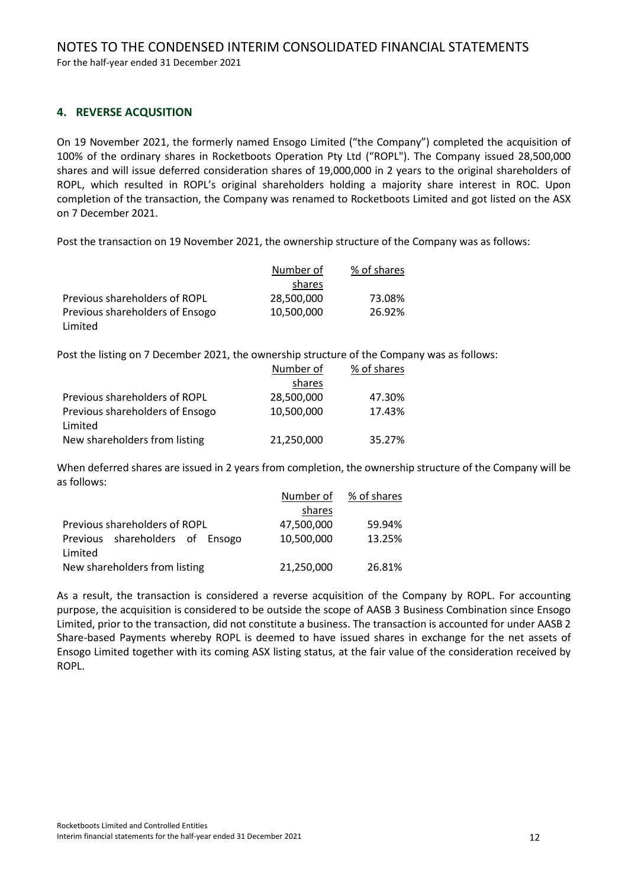## 4. REVERSE ACQUSITION

On 19 November 2021, the formerly named Ensogo Limited ("the Company") completed the acquisition of 100% of the ordinary shares in Rocketboots Operation Pty Ltd ("ROPL"). The Company issued 28,500,000 shares and will issue deferred consideration shares of 19,000,000 in 2 years to the original shareholders of ROPL, which resulted in ROPL's original shareholders holding a majority share interest in ROC. Upon completion of the transaction, the Company was renamed to Rocketboots Limited and got listed on the ASX on 7 December 2021.

Post the transaction on 19 November 2021, the ownership structure of the Company was as follows:

| | Number of shares | % of shares |
|---|---|---|
| Previous shareholders of ROPL | 28,500,000 | 73.08% |
| Previous shareholders of Ensogo Limited | 10,500,000 | 26.92% |

Post the listing on 7 December 2021, the ownership structure of the Company was as follows:

| | Number of shares | % of shares |
|---|---|---|
| Previous shareholders of ROPL | 28,500,000 | 47.30% |
| Previous shareholders of Ensogo Limited | 10,500,000 | 17.43% |
| New shareholders from listing | 21,250,000 | 35.27% |

When deferred shares are issued in 2 years from completion, the ownership structure of the Company will be as follows:

| | Number of shares | % of shares |
|---|---|---|
| Previous shareholders of ROPL | 47,500,000 | 59.94% |
| Previous shareholders of Ensogo Limited | 10,500,000 | 13.25% |
| New shareholders from listing | 21,250,000 | 26.81% |

As a result, the transaction is considered a reverse acquisition of the Company by ROPL. For accounting purpose, the acquisition is considered to be outside the scope of AASB 3 Business Combination since Ensogo Limited, prior to the transaction, did not constitute a business. The transaction is accounted for under AASB 2 Share-based Payments whereby ROPL is deemed to have issued shares in exchange for the net assets of Ensogo Limited together with its coming ASX listing status, at the fair value of the consideration received by ROPL.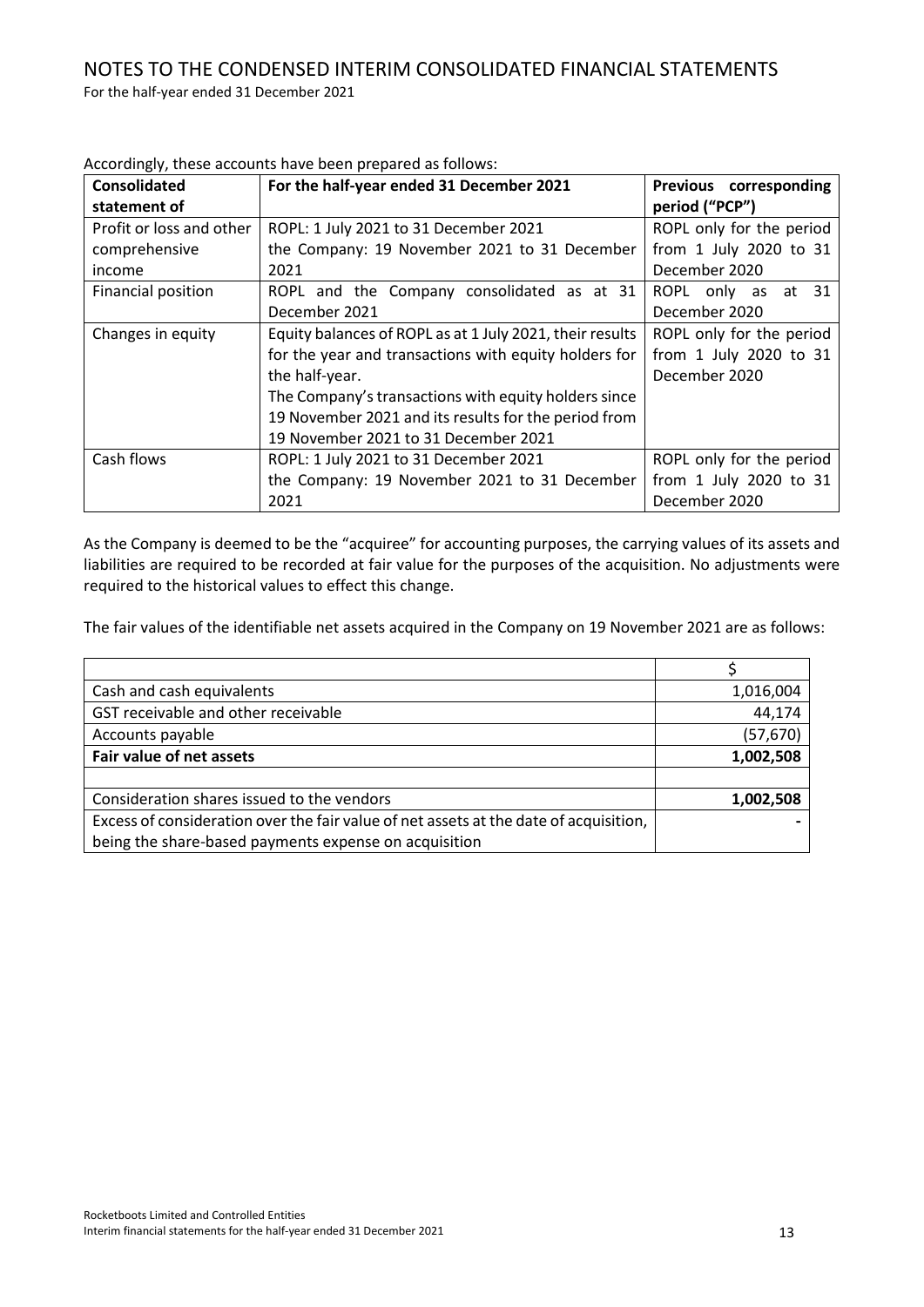# NOTES TO THE CONDENSED INTERIM CONSOLIDATED FINANCIAL STATEMENTS

For the half-year ended 31 December 2021

Accordingly, these accounts have been prepared as follows:

| Consolidated statement of | For the half-year ended 31 December 2021 | Previous corresponding period ("PCP") |
|---|---|---|
| Profit or loss and other comprehensive income | ROPL: 1 July 2021 to 31 December 2021<br>the Company: 19 November 2021 to 31 December 2021 | ROPL only for the period from 1 July 2020 to 31 December 2020 |
| Financial position | ROPL and the Company consolidated as at 31 December 2021 | ROPL only as at 31 December 2020 |
| Changes in equity | Equity balances of ROPL as at 1 July 2021, their results for the year and transactions with equity holders for the half-year.<br>The Company's transactions with equity holders since 19 November 2021 and its results for the period from 19 November 2021 to 31 December 2021 | ROPL only for the period from 1 July 2020 to 31 December 2020 |
| Cash flows | ROPL: 1 July 2021 to 31 December 2021<br>the Company: 19 November 2021 to 31 December 2021 | ROPL only for the period from 1 July 2020 to 31 December 2020 |

As the Company is deemed to be the "acquiree" for accounting purposes, the carrying values of its assets and liabilities are required to be recorded at fair value for the purposes of the acquisition. No adjustments were required to the historical values to effect this change.

The fair values of the identifiable net assets acquired in the Company on 19 November 2021 are as follows:

| | $ |
|---|---|
| Cash and cash equivalents | 1,016,004 |
| GST receivable and other receivable | 44,174 |
| Accounts payable | (57,670) |
| **Fair value of net assets** | **1,002,508** |
| | |
| Consideration shares issued to the vendors | **1,002,508** |
| Excess of consideration over the fair value of net assets at the date of acquisition, being the share-based payments expense on acquisition | - |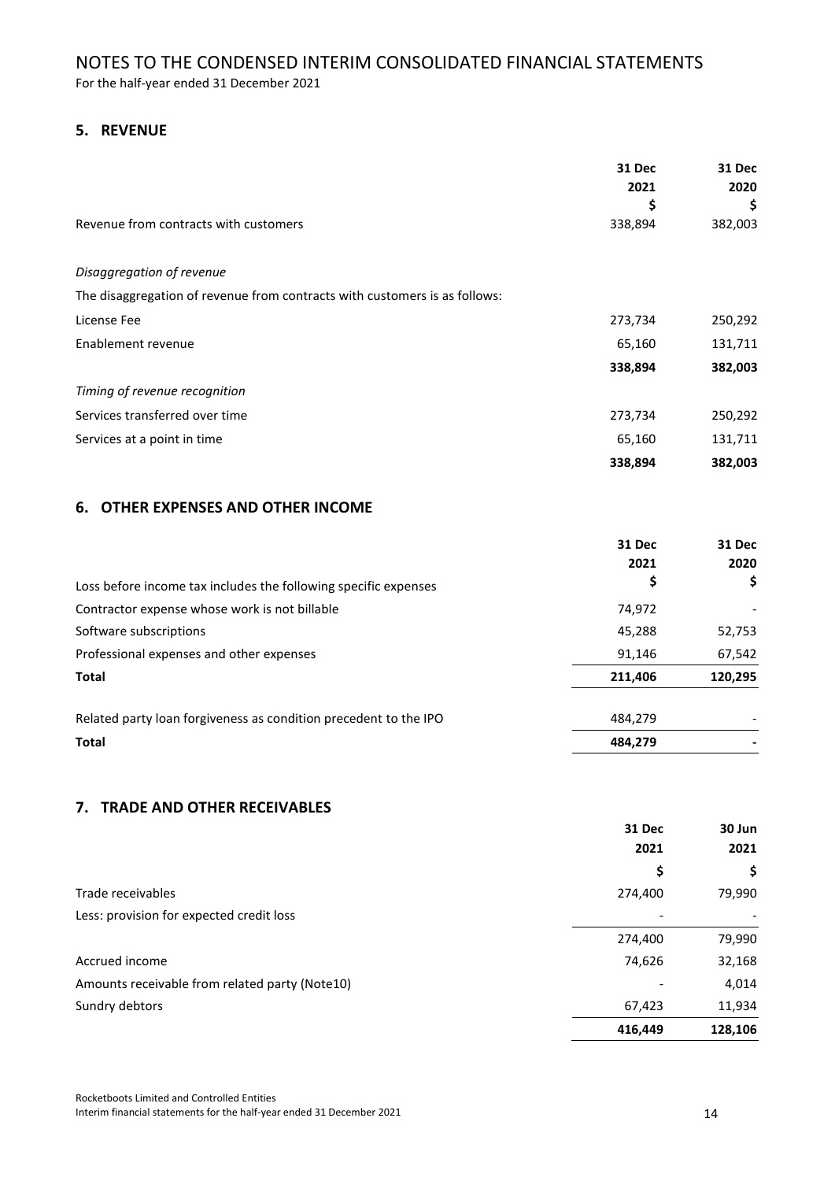# NOTES TO THE CONDENSED INTERIM CONSOLIDATED FINANCIAL STATEMENTS

For the half-year ended 31 December 2021

## 5. REVENUE

| | 31 Dec 2021 $ | 31 Dec 2020 $ |
|---|---|---|
| Revenue from contracts with customers | 338,894 | 382,003 |
| | | |
| *Disaggregation of revenue* | | |
| The disaggregation of revenue from contracts with customers is as follows: | | |
| License Fee | 273,734 | 250,292 |
| Enablement revenue | 65,160 | 131,711 |
| | **338,894** | **382,003** |
| *Timing of revenue recognition* | | |
| Services transferred over time | 273,734 | 250,292 |
| Services at a point in time | 65,160 | 131,711 |
| | **338,894** | **382,003** |

## 6. OTHER EXPENSES AND OTHER INCOME

| | 31 Dec 2021 | 31 Dec 2020 |
|---|---|---|
| Loss before income tax includes the following specific expenses | $ | $ |
| Contractor expense whose work is not billable | 74,972 | - |
| Software subscriptions | 45,288 | 52,753 |
| Professional expenses and other expenses | 91,146 | 67,542 |
| **Total** | **211,406** | **120,295** |
| | | |
| Related party loan forgiveness as condition precedent to the IPO | 484,279 | - |
| **Total** | **484,279** | **-** |

## 7. TRADE AND OTHER RECEIVABLES

| | 31 Dec 2021 | 30 Jun 2021 |
|---|---|---|
| | $ | $ |
| Trade receivables | 274,400 | 79,990 |
| Less: provision for expected credit loss | - | - |
| | 274,400 | 79,990 |
| Accrued income | 74,626 | 32,168 |
| Amounts receivable from related party (Note10) | - | 4,014 |
| Sundry debtors | 67,423 | 11,934 |
| | **416,449** | **128,106** |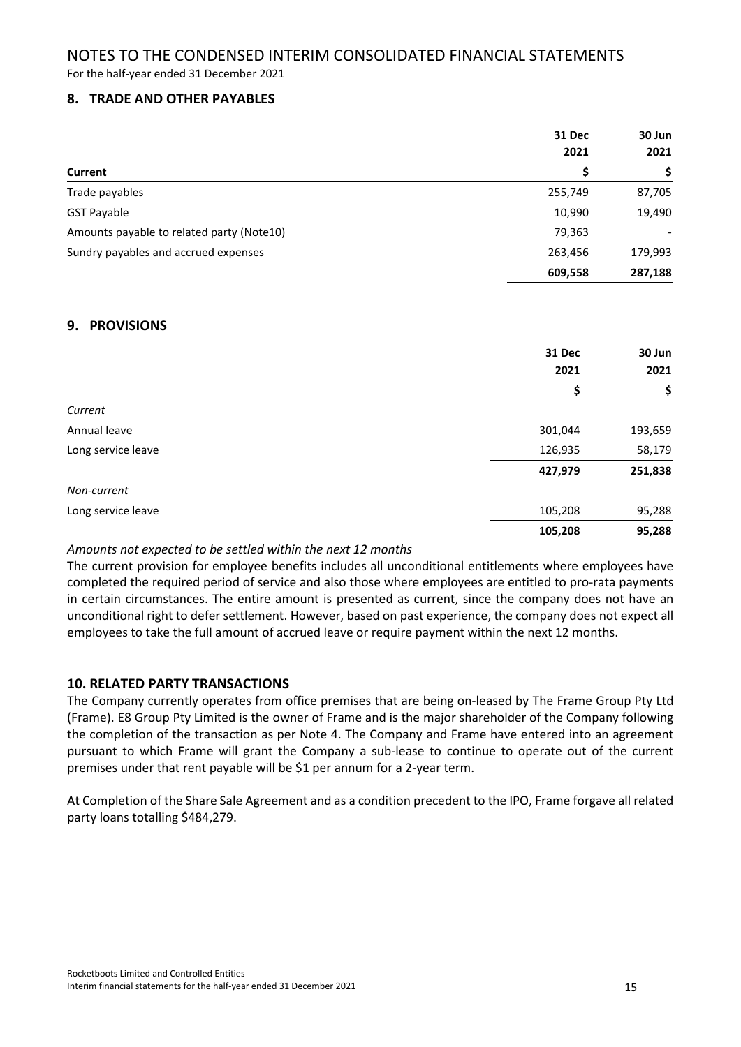# NOTES TO THE CONDENSED INTERIM CONSOLIDATED FINANCIAL STATEMENTS

For the half-year ended 31 December 2021

## 8. TRADE AND OTHER PAYABLES

| | 31 Dec 2021 | 30 Jun 2021 |
|---|---|---|
| **Current** | **$** | **$** |
| Trade payables | 255,749 | 87,705 |
| GST Payable | 10,990 | 19,490 |
| Amounts payable to related party (Note10) | 79,363 | - |
| Sundry payables and accrued expenses | 263,456 | 179,993 |
| | **609,558** | **287,188** |

## 9. PROVISIONS

| | 31 Dec 2021 | 30 Jun 2021 |
|---|---|---|
| | **$** | **$** |
| *Current* | | |
| Annual leave | 301,044 | 193,659 |
| Long service leave | 126,935 | 58,179 |
| | **427,979** | **251,838** |
| *Non-current* | | |
| Long service leave | 105,208 | 95,288 |
| | **105,208** | **95,288** |

*Amounts not expected to be settled within the next 12 months*

The current provision for employee benefits includes all unconditional entitlements where employees have completed the required period of service and also those where employees are entitled to pro-rata payments in certain circumstances. The entire amount is presented as current, since the company does not have an unconditional right to defer settlement. However, based on past experience, the company does not expect all employees to take the full amount of accrued leave or require payment within the next 12 months.

## 10. RELATED PARTY TRANSACTIONS

The Company currently operates from office premises that are being on-leased by The Frame Group Pty Ltd (Frame). E8 Group Pty Limited is the owner of Frame and is the major shareholder of the Company following the completion of the transaction as per Note 4. The Company and Frame have entered into an agreement pursuant to which Frame will grant the Company a sub-lease to continue to operate out of the current premises under that rent payable will be $1 per annum for a 2-year term.

At Completion of the Share Sale Agreement and as a condition precedent to the IPO, Frame forgave all related party loans totalling $484,279.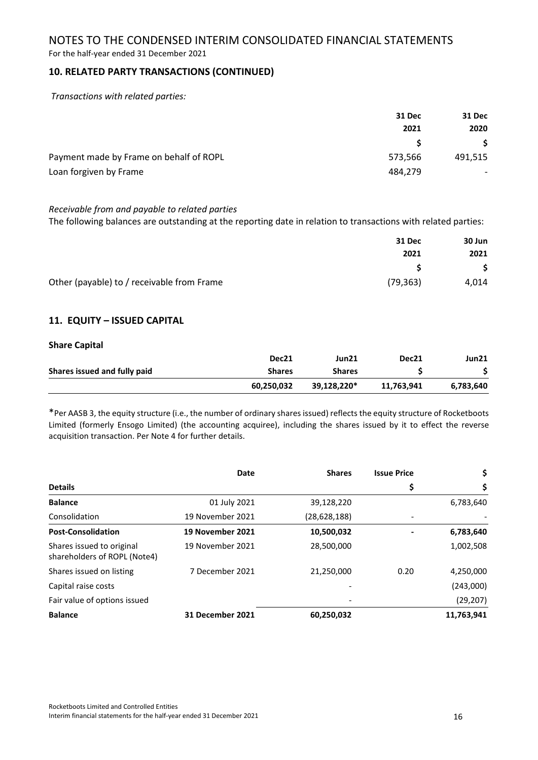# NOTES TO THE CONDENSED INTERIM CONSOLIDATED FINANCIAL STATEMENTS

For the half-year ended 31 December 2021

## 10. RELATED PARTY TRANSACTIONS (CONTINUED)

*Transactions with related parties:*

| | 31 Dec 2021 | 31 Dec 2020 |
|---|---|---|
| | $ | $ |
| Payment made by Frame on behalf of ROPL | 573,566 | 491,515 |
| Loan forgiven by Frame | 484,279 | - |

*Receivable from and payable to related parties*

The following balances are outstanding at the reporting date in relation to transactions with related parties:

| | 31 Dec 2021 | 30 Jun 2021 |
|---|---|---|
| | $ | $ |
| Other (payable) to / receivable from Frame | (79,363) | 4,014 |

## 11. EQUITY – ISSUED CAPITAL

**Share Capital**

| | Dec21 | Jun21 | Dec21 | Jun21 |
|---|---|---|---|---|
| **Shares issued and fully paid** | **Shares** | **Shares** | **$** | **$** |
| | **60,250,032** | **39,128,220*** | **11,763,941** | **6,783,640** |

*Per AASB 3, the equity structure (i.e., the number of ordinary shares issued) reflects the equity structure of Rocketboots Limited (formerly Ensogo Limited) (the accounting acquiree), including the shares issued by it to effect the reverse acquisition transaction. Per Note 4 for further details.

| | Date | Shares | Issue Price | $ |
|---|---|---|---|---|
| **Details** | | | **$** | **$** |
| **Balance** | 01 July 2021 | 39,128,220 | | 6,783,640 |
| Consolidation | 19 November 2021 | (28,628,188) | - | - |
| **Post-Consolidation** | **19 November 2021** | **10,500,032** | **-** | **6,783,640** |
| Shares issued to original shareholders of ROPL (Note4) | 19 November 2021 | 28,500,000 | | 1,002,508 |
| Shares issued on listing | 7 December 2021 | 21,250,000 | 0.20 | 4,250,000 |
| Capital raise costs | | - | | (243,000) |
| Fair value of options issued | | - | | (29,207) |
| **Balance** | **31 December 2021** | **60,250,032** | | **11,763,941** |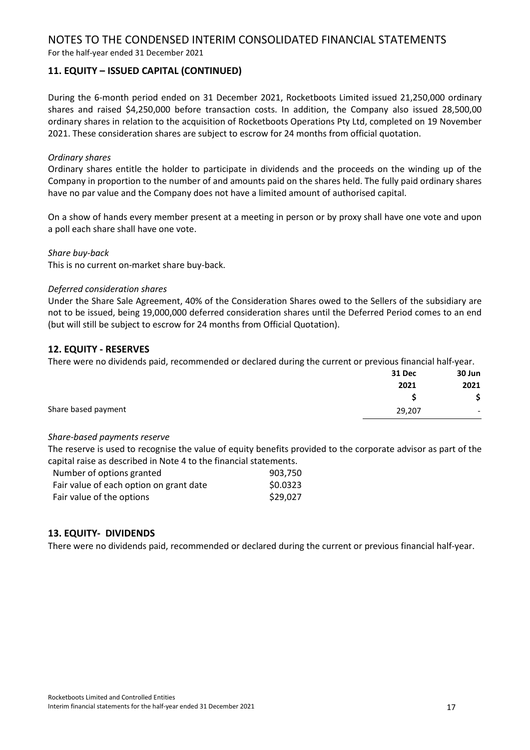# NOTES TO THE CONDENSED INTERIM CONSOLIDATED FINANCIAL STATEMENTS

For the half-year ended 31 December 2021

## 11. EQUITY – ISSUED CAPITAL (CONTINUED)

During the 6-month period ended on 31 December 2021, Rocketboots Limited issued 21,250,000 ordinary shares and raised $4,250,000 before transaction costs. In addition, the Company also issued 28,500,00 ordinary shares in relation to the acquisition of Rocketboots Operations Pty Ltd, completed on 19 November 2021. These consideration shares are subject to escrow for 24 months from official quotation.

*Ordinary shares*

Ordinary shares entitle the holder to participate in dividends and the proceeds on the winding up of the Company in proportion to the number of and amounts paid on the shares held. The fully paid ordinary shares have no par value and the Company does not have a limited amount of authorised capital.

On a show of hands every member present at a meeting in person or by proxy shall have one vote and upon a poll each share shall have one vote.

*Share buy-back*

This is no current on-market share buy-back.

*Deferred consideration shares*

Under the Share Sale Agreement, 40% of the Consideration Shares owed to the Sellers of the subsidiary are not to be issued, being 19,000,000 deferred consideration shares until the Deferred Period comes to an end (but will still be subject to escrow for 24 months from Official Quotation).

## 12. EQUITY - RESERVES

There were no dividends paid, recommended or declared during the current or previous financial half-year.

| | 31 Dec 2021 | 30 Jun 2021 |
|---|---|---|
| | $ | $ |
| Share based payment | 29,207 | - |

*Share-based payments reserve*

The reserve is used to recognise the value of equity benefits provided to the corporate advisor as part of the capital raise as described in Note 4 to the financial statements.

| | |
|---|---|
| Number of options granted | 903,750 |
| Fair value of each option on grant date | $0.0323 |
| Fair value of the options | $29,027 |

## 13. EQUITY- DIVIDENDS

There were no dividends paid, recommended or declared during the current or previous financial half-year.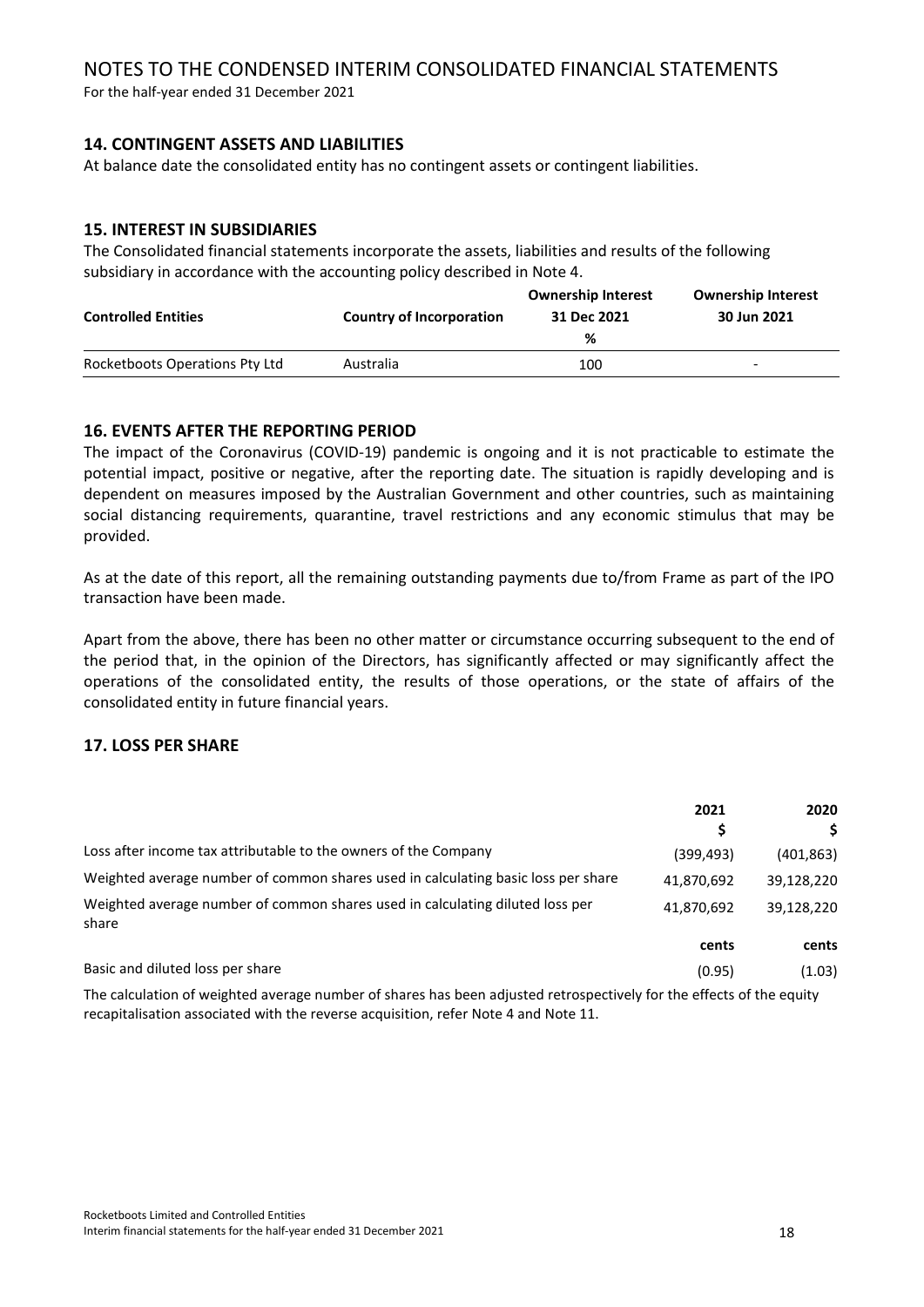# NOTES TO THE CONDENSED INTERIM CONSOLIDATED FINANCIAL STATEMENTS

For the half-year ended 31 December 2021

## 14. CONTINGENT ASSETS AND LIABILITIES

At balance date the consolidated entity has no contingent assets or contingent liabilities.

## 15. INTEREST IN SUBSIDIARIES

The Consolidated financial statements incorporate the assets, liabilities and results of the following subsidiary in accordance with the accounting policy described in Note 4.

| Controlled Entities | Country of Incorporation | Ownership Interest 31 Dec 2021 % | Ownership Interest 30 Jun 2021 |
|---|---|---|---|
| Rocketboots Operations Pty Ltd | Australia | 100 | - |

## 16. EVENTS AFTER THE REPORTING PERIOD

The impact of the Coronavirus (COVID-19) pandemic is ongoing and it is not practicable to estimate the potential impact, positive or negative, after the reporting date. The situation is rapidly developing and is dependent on measures imposed by the Australian Government and other countries, such as maintaining social distancing requirements, quarantine, travel restrictions and any economic stimulus that may be provided.

As at the date of this report, all the remaining outstanding payments due to/from Frame as part of the IPO transaction have been made.

Apart from the above, there has been no other matter or circumstance occurring subsequent to the end of the period that, in the opinion of the Directors, has significantly affected or may significantly affect the operations of the consolidated entity, the results of those operations, or the state of affairs of the consolidated entity in future financial years.

## 17. LOSS PER SHARE

| | 2021 $ | 2020 $ |
|---|---|---|
| Loss after income tax attributable to the owners of the Company | (399,493) | (401,863) |
| Weighted average number of common shares used in calculating basic loss per share | 41,870,692 | 39,128,220 |
| Weighted average number of common shares used in calculating diluted loss per share | 41,870,692 | 39,128,220 |
| | cents | cents |
| Basic and diluted loss per share | (0.95) | (1.03) |

The calculation of weighted average number of shares has been adjusted retrospectively for the effects of the equity recapitalisation associated with the reverse acquisition, refer Note 4 and Note 11.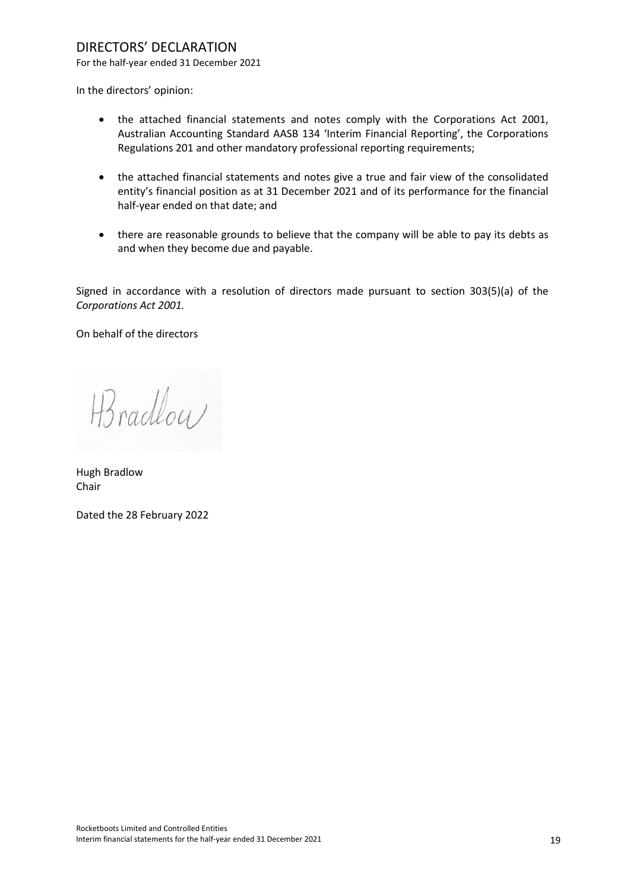# DIRECTORS' DECLARATION

For the half-year ended 31 December 2021

In the directors' opinion:

- the attached financial statements and notes comply with the Corporations Act 2001, Australian Accounting Standard AASB 134 'Interim Financial Reporting', the Corporations Regulations 201 and other mandatory professional reporting requirements;
- the attached financial statements and notes give a true and fair view of the consolidated entity's financial position as at 31 December 2021 and of its performance for the financial half-year ended on that date; and
- there are reasonable grounds to believe that the company will be able to pay its debts as and when they become due and payable.

Signed in accordance with a resolution of directors made pursuant to section 303(5)(a) of the *Corporations Act 2001.*

On behalf of the directors

HBradlow

Hugh Bradlow
Chair

Dated the 28 February 2022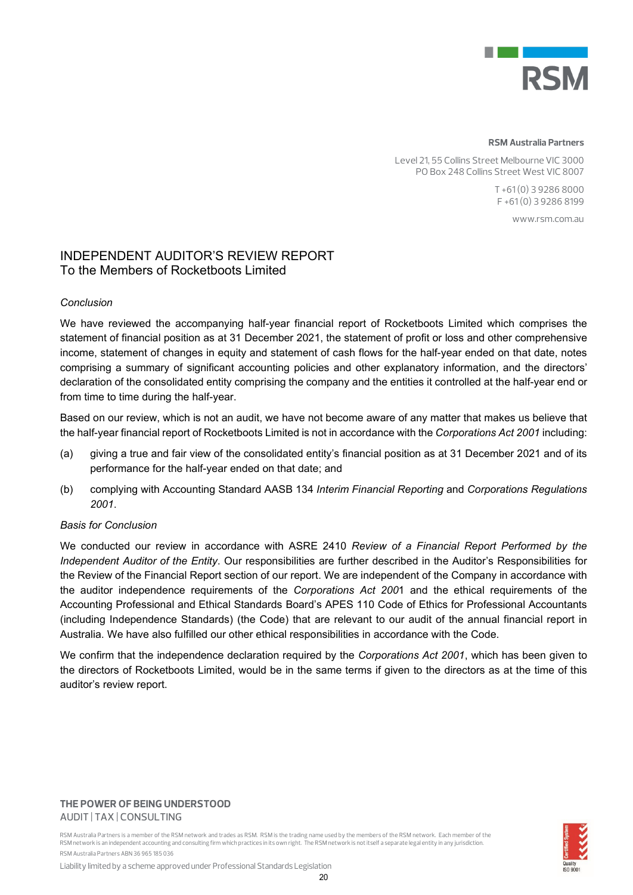**RSM Australia Partners**

Level 21, 55 Collins Street Melbourne VIC 3000
PO Box 248 Collins Street West VIC 8007

T +61 (0) 3 9286 8000
F +61 (0) 3 9286 8199

www.rsm.com.au

# INDEPENDENT AUDITOR'S REVIEW REPORT
## To the Members of Rocketboots Limited

*Conclusion*

We have reviewed the accompanying half-year financial report of Rocketboots Limited which comprises the statement of financial position as at 31 December 2021, the statement of profit or loss and other comprehensive income, statement of changes in equity and statement of cash flows for the half-year ended on that date, notes comprising a summary of significant accounting policies and other explanatory information, and the directors' declaration of the consolidated entity comprising the company and the entities it controlled at the half-year end or from time to time during the half-year.

Based on our review, which is not an audit, we have not become aware of any matter that makes us believe that the half-year financial report of Rocketboots Limited is not in accordance with the *Corporations Act 2001* including:

(a) giving a true and fair view of the consolidated entity's financial position as at 31 December 2021 and of its performance for the half-year ended on that date; and

(b) complying with Accounting Standard AASB 134 *Interim Financial Reporting* and *Corporations Regulations 2001*.

*Basis for Conclusion*

We conducted our review in accordance with ASRE 2410 *Review of a Financial Report Performed by the Independent Auditor of the Entity*. Our responsibilities are further described in the Auditor's Responsibilities for the Review of the Financial Report section of our report. We are independent of the Company in accordance with the auditor independence requirements of the *Corporations Act 2001* and the ethical requirements of the Accounting Professional and Ethical Standards Board's APES 110 Code of Ethics for Professional Accountants (including Independence Standards) (the Code) that are relevant to our audit of the annual financial report in Australia. We have also fulfilled our other ethical responsibilities in accordance with the Code.

We confirm that the independence declaration required by the *Corporations Act 2001*, which has been given to the directors of Rocketboots Limited, would be in the same terms if given to the directors as at the time of this auditor's review report.

**THE POWER OF BEING UNDERSTOOD**
AUDIT | TAX | CONSULTING

RSM Australia Partners is a member of the RSM network and trades as RSM. RSM is the trading name used by the members of the RSM network. Each member of the RSM network is an independent accounting and consulting firm which practices in its own right. The RSM network is not itself a separate legal entity in any jurisdiction.
RSM Australia Partners ABN 36 965 185 036

Liability limited by a scheme approved under Professional Standards Legislation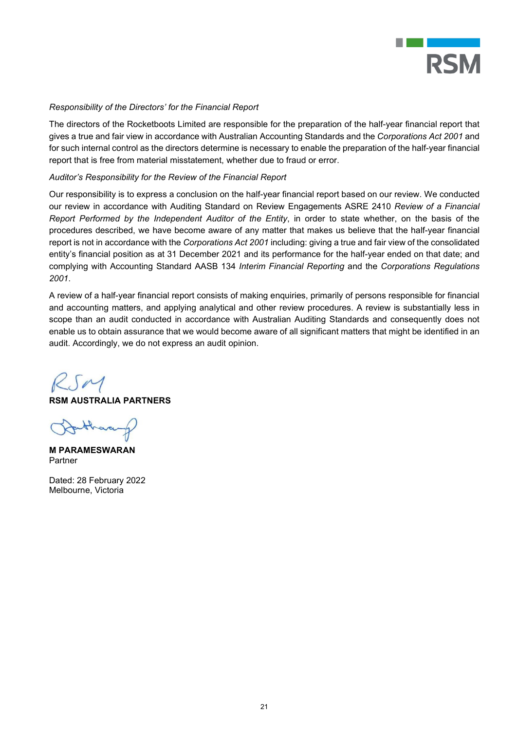*Responsibility of the Directors' for the Financial Report*

The directors of the Rocketboots Limited are responsible for the preparation of the half-year financial report that gives a true and fair view in accordance with Australian Accounting Standards and the *Corporations Act 2001* and for such internal control as the directors determine is necessary to enable the preparation of the half-year financial report that is free from material misstatement, whether due to fraud or error.

*Auditor's Responsibility for the Review of the Financial Report*

Our responsibility is to express a conclusion on the half-year financial report based on our review. We conducted our review in accordance with Auditing Standard on Review Engagements ASRE 2410 *Review of a Financial Report Performed by the Independent Auditor of the Entity*, in order to state whether, on the basis of the procedures described, we have become aware of any matter that makes us believe that the half-year financial report is not in accordance with the *Corporations Act 2001* including: giving a true and fair view of the consolidated entity's financial position as at 31 December 2021 and its performance for the half-year ended on that date; and complying with Accounting Standard AASB 134 *Interim Financial Reporting* and the *Corporations Regulations 2001*.

A review of a half-year financial report consists of making enquiries, primarily of persons responsible for financial and accounting matters, and applying analytical and other review procedures. A review is substantially less in scope than an audit conducted in accordance with Australian Auditing Standards and consequently does not enable us to obtain assurance that we would become aware of all significant matters that might be identified in an audit. Accordingly, we do not express an audit opinion.

**RSM AUSTRALIA PARTNERS**

**M PARAMESWARAN**
Partner

Dated: 28 February 2022
Melbourne, Victoria